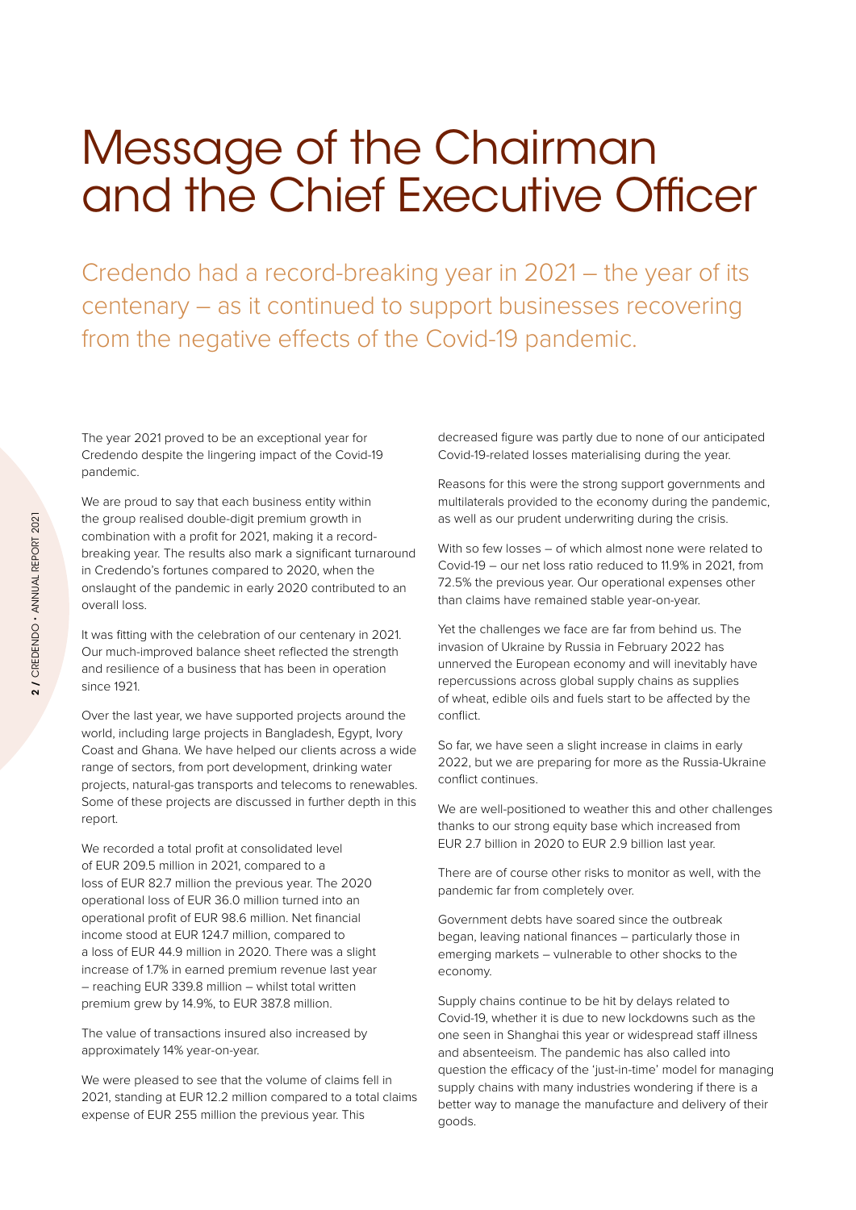# Message of the Chairman and the Chief Executive Officer

Credendo had a record-breaking year in 2021 – the year of its centenary – as it continued to support businesses recovering from the negative effects of the Covid-19 pandemic.

The year 2021 proved to be an exceptional year for Credendo despite the lingering impact of the Covid-19 pandemic.

We are proud to say that each business entity within the group realised double-digit premium growth in combination with a profit for 2021, making it a record-breaking year. The results also mark a significant turnaround in Credendo's fortunes compared to 2020, when the onslaught of the pandemic in early 2020 contributed to an overall loss.

It was fitting with the celebration of our centenary in 2021. Our much-improved balance sheet reflected the strength and resilience of a business that has been in operation since 1921.

Over the last year, we have supported projects around the world, including large projects in Bangladesh, Egypt, Ivory Coast and Ghana. We have helped our clients across a wide range of sectors, from port development, drinking water projects, natural-gas transports and telecoms to renewables. Some of these projects are discussed in further depth in this report.

We recorded a total profit at consolidated level of EUR 209.5 million in 2021, compared to a loss of EUR 82.7 million the previous year. The 2020 operational loss of EUR 36.0 million turned into an operational profit of EUR 98.6 million. Net financial income stood at EUR 124.7 million, compared to a loss of EUR 44.9 million in 2020. There was a slight increase of 1.7% in earned premium revenue last year – reaching EUR 339.8 million – whilst total written premium grew by 14.9%, to EUR 387.8 million.

The value of transactions insured also increased by approximately 14% year-on-year.

We were pleased to see that the volume of claims fell in 2021, standing at EUR 12.2 million compared to a total claims expense of EUR 255 million the previous year. This decreased figure was partly due to none of our anticipated Covid-19-related losses materialising during the year.

Reasons for this were the strong support governments and multilaterals provided to the economy during the pandemic, as well as our prudent underwriting during the crisis.

With so few losses – of which almost none were related to Covid-19 – our net loss ratio reduced to 11.9% in 2021, from 72.5% the previous year. Our operational expenses other than claims have remained stable year-on-year.

Yet the challenges we face are far from behind us. The invasion of Ukraine by Russia in February 2022 has unnerved the European economy and will inevitably have repercussions across global supply chains as supplies of wheat, edible oils and fuels start to be affected by the conflict.

So far, we have seen a slight increase in claims in early 2022, but we are preparing for more as the Russia-Ukraine conflict continues.

We are well-positioned to weather this and other challenges thanks to our strong equity base which increased from EUR 2.7 billion in 2020 to EUR 2.9 billion last year.

There are of course other risks to monitor as well, with the pandemic far from completely over.

Government debts have soared since the outbreak began, leaving national finances – particularly those in emerging markets – vulnerable to other shocks to the economy.

Supply chains continue to be hit by delays related to Covid-19, whether it is due to new lockdowns such as the one seen in Shanghai this year or widespread staff illness and absenteeism. The pandemic has also called into question the efficacy of the 'just-in-time' model for managing supply chains with many industries wondering if there is a better way to manage the manufacture and delivery of their goods.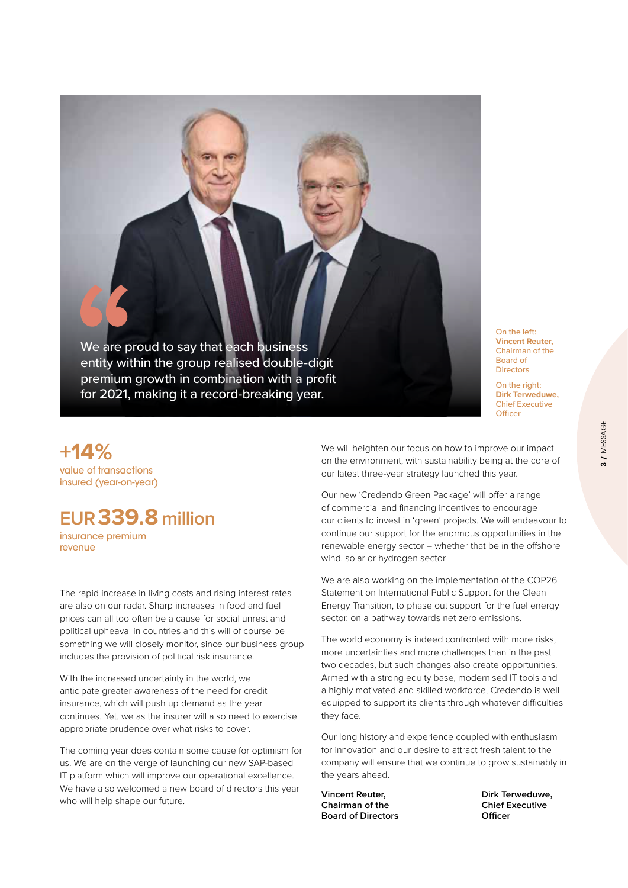> We are proud to say that each business entity within the group realised double-digit premium growth in combination with a profit for 2021, making it a record-breaking year.

On the left:
**Vincent Reuter,**
Chairman of the Board of Directors

On the right:
**Dirk Terweduwe,**
Chief Executive Officer

**+14%**
value of transactions insured (year-on-year)

**EUR 339.8 million**
insurance premium revenue

The rapid increase in living costs and rising interest rates are also on our radar. Sharp increases in food and fuel prices can all too often be a cause for social unrest and political upheaval in countries and this will of course be something we will closely monitor, since our business group includes the provision of political risk insurance.

With the increased uncertainty in the world, we anticipate greater awareness of the need for credit insurance, which will push up demand as the year continues. Yet, we as the insurer will also need to exercise appropriate prudence over what risks to cover.

The coming year does contain some cause for optimism for us. We are on the verge of launching our new SAP-based IT platform which will improve our operational excellence. We have also welcomed a new board of directors this year who will help shape our future.

We will heighten our focus on how to improve our impact on the environment, with sustainability being at the core of our latest three-year strategy launched this year.

Our new 'Credendo Green Package' will offer a range of commercial and financing incentives to encourage our clients to invest in 'green' projects. We will endeavour to continue our support for the enormous opportunities in the renewable energy sector – whether that be in the offshore wind, solar or hydrogen sector.

We are also working on the implementation of the COP26 Statement on International Public Support for the Clean Energy Transition, to phase out support for the fuel energy sector, on a pathway towards net zero emissions.

The world economy is indeed confronted with more risks, more uncertainties and more challenges than in the past two decades, but such changes also create opportunities. Armed with a strong equity base, modernised IT tools and a highly motivated and skilled workforce, Credendo is well equipped to support its clients through whatever difficulties they face.

Our long history and experience coupled with enthusiasm for innovation and our desire to attract fresh talent to the company will ensure that we continue to grow sustainably in the years ahead.

**Vincent Reuter,**
**Chairman of the Board of Directors**

**Dirk Terweduwe,**
**Chief Executive Officer**